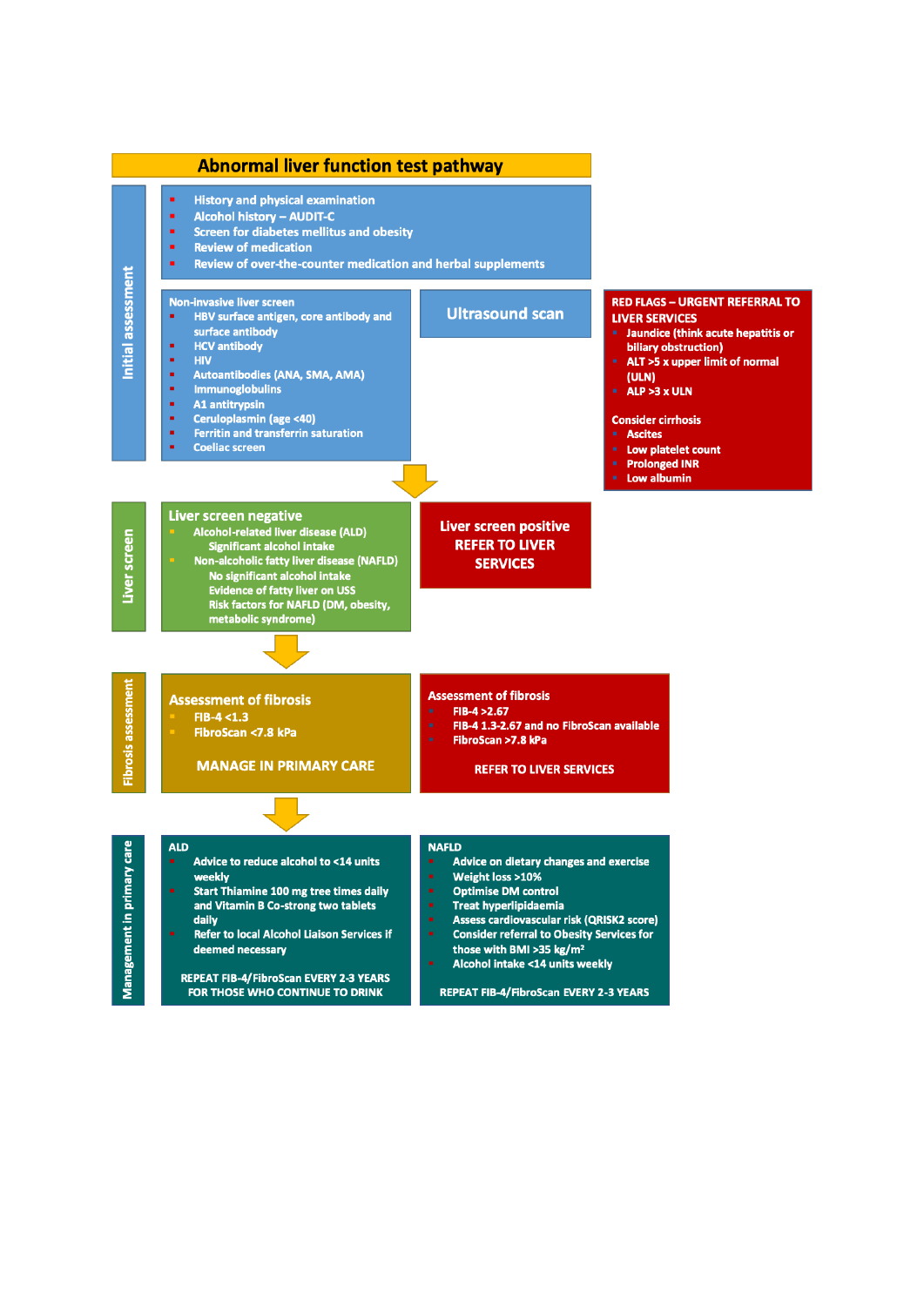# Abnormal liver function test pathway

## Initial assessment

- History and physical examination
- Alcohol history – AUDIT-C
- Screen for diabetes mellitus and obesity
- Review of medication
- Review of over-the-counter medication and herbal supplements

**Non-invasive liver screen**

- HBV surface antigen, core antibody and surface antibody
- HCV antibody
- HIV
- Autoantibodies (ANA, SMA, AMA)
- Immunoglobulins
- A1 antitrypsin
- Ceruloplasmin (age <40)
- Ferritin and transferrin saturation
- Coeliac screen

**Ultrasound scan**

**RED FLAGS – URGENT REFERRAL TO LIVER SERVICES**

- Jaundice (think acute hepatitis or biliary obstruction)
- ALT >5 x upper limit of normal (ULN)
- ALP >3 x ULN

**Consider cirrhosis**

- Ascites
- Low platelet count
- Prolonged INR
- Low albumin

## Liver screen

**Liver screen negative**

- Alcohol-related liver disease (ALD)
  - Significant alcohol intake
- Non-alcoholic fatty liver disease (NAFLD)
  - No significant alcohol intake
  - Evidence of fatty liver on USS
  - Risk factors for NAFLD (DM, obesity, metabolic syndrome)

**Liver screen positive**
**REFER TO LIVER SERVICES**

## Fibrosis assessment

**Assessment of fibrosis**

- FIB-4 <1.3
- FibroScan <7.8 kPa

**MANAGE IN PRIMARY CARE**

**Assessment of fibrosis**

- FIB-4 >2.67
- FIB-4 1.3-2.67 and no FibroScan available
- FibroScan >7.8 kPa

**REFER TO LIVER SERVICES**

## Management in primary care

**ALD**

- Advice to reduce alcohol to <14 units weekly
- Start Thiamine 100 mg tree times daily and Vitamin B Co-strong two tablets daily
- Refer to local Alcohol Liaison Services if deemed necessary

**REPEAT FIB-4/FibroScan EVERY 2-3 YEARS FOR THOSE WHO CONTINUE TO DRINK**

**NAFLD**

- Advice on dietary changes and exercise
- Weight loss >10%
- Optimise DM control
- Treat hyperlipidaemia
- Assess cardiovascular risk (QRISK2 score)
- Consider referral to Obesity Services for those with BMI >35 kg/m²
- Alcohol intake <14 units weekly

**REPEAT FIB-4/FibroScan EVERY 2-3 YEARS**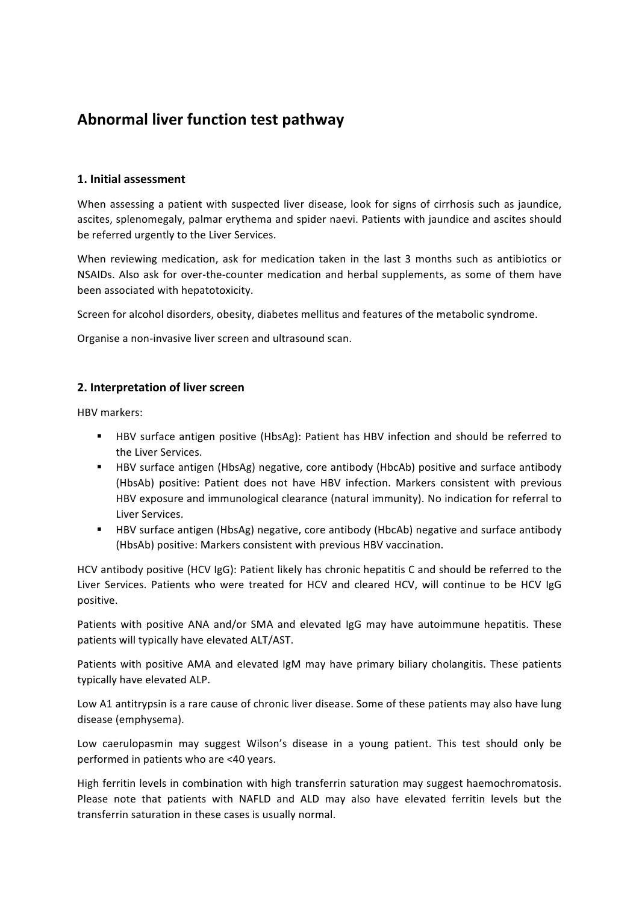# Abnormal liver function test pathway

## 1. Initial assessment

When assessing a patient with suspected liver disease, look for signs of cirrhosis such as jaundice, ascites, splenomegaly, palmar erythema and spider naevi. Patients with jaundice and ascites should be referred urgently to the Liver Services.

When reviewing medication, ask for medication taken in the last 3 months such as antibiotics or NSAIDs. Also ask for over-the-counter medication and herbal supplements, as some of them have been associated with hepatotoxicity.

Screen for alcohol disorders, obesity, diabetes mellitus and features of the metabolic syndrome.

Organise a non-invasive liver screen and ultrasound scan.

## 2. Interpretation of liver screen

HBV markers:

- HBV surface antigen positive (HbsAg): Patient has HBV infection and should be referred to the Liver Services.
- HBV surface antigen (HbsAg) negative, core antibody (HbcAb) positive and surface antibody (HbsAb) positive: Patient does not have HBV infection. Markers consistent with previous HBV exposure and immunological clearance (natural immunity). No indication for referral to Liver Services.
- HBV surface antigen (HbsAg) negative, core antibody (HbcAb) negative and surface antibody (HbsAb) positive: Markers consistent with previous HBV vaccination.

HCV antibody positive (HCV IgG): Patient likely has chronic hepatitis C and should be referred to the Liver Services. Patients who were treated for HCV and cleared HCV, will continue to be HCV IgG positive.

Patients with positive ANA and/or SMA and elevated IgG may have autoimmune hepatitis. These patients will typically have elevated ALT/AST.

Patients with positive AMA and elevated IgM may have primary biliary cholangitis. These patients typically have elevated ALP.

Low A1 antitrypsin is a rare cause of chronic liver disease. Some of these patients may also have lung disease (emphysema).

Low caerulopasmin may suggest Wilson's disease in a young patient. This test should only be performed in patients who are <40 years.

High ferritin levels in combination with high transferrin saturation may suggest haemochromatosis. Please note that patients with NAFLD and ALD may also have elevated ferritin levels but the transferrin saturation in these cases is usually normal.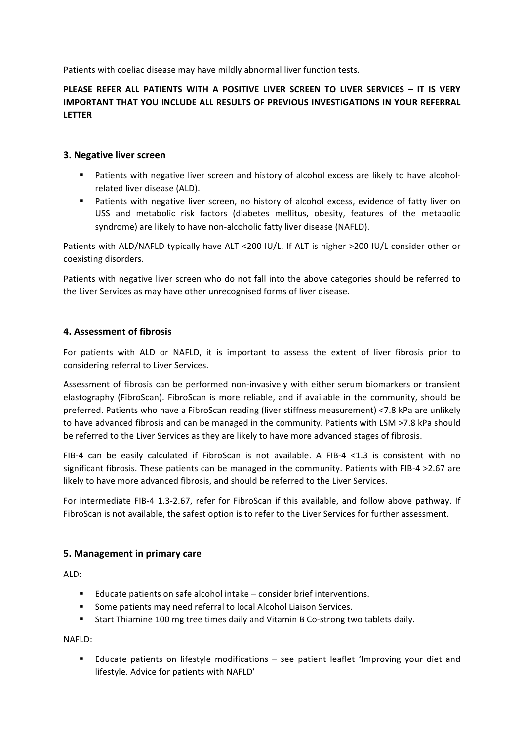Patients with coeliac disease may have mildly abnormal liver function tests.

**PLEASE REFER ALL PATIENTS WITH A POSITIVE LIVER SCREEN TO LIVER SERVICES – IT IS VERY IMPORTANT THAT YOU INCLUDE ALL RESULTS OF PREVIOUS INVESTIGATIONS IN YOUR REFERRAL LETTER**

## 3. Negative liver screen

- Patients with negative liver screen and history of alcohol excess are likely to have alcohol-related liver disease (ALD).
- Patients with negative liver screen, no history of alcohol excess, evidence of fatty liver on USS and metabolic risk factors (diabetes mellitus, obesity, features of the metabolic syndrome) are likely to have non-alcoholic fatty liver disease (NAFLD).

Patients with ALD/NAFLD typically have ALT <200 IU/L. If ALT is higher >200 IU/L consider other or coexisting disorders.

Patients with negative liver screen who do not fall into the above categories should be referred to the Liver Services as may have other unrecognised forms of liver disease.

## 4. Assessment of fibrosis

For patients with ALD or NAFLD, it is important to assess the extent of liver fibrosis prior to considering referral to Liver Services.

Assessment of fibrosis can be performed non-invasively with either serum biomarkers or transient elastography (FibroScan). FibroScan is more reliable, and if available in the community, should be preferred. Patients who have a FibroScan reading (liver stiffness measurement) <7.8 kPa are unlikely to have advanced fibrosis and can be managed in the community. Patients with LSM >7.8 kPa should be referred to the Liver Services as they are likely to have more advanced stages of fibrosis.

FIB-4 can be easily calculated if FibroScan is not available. A FIB-4 <1.3 is consistent with no significant fibrosis. These patients can be managed in the community. Patients with FIB-4 >2.67 are likely to have more advanced fibrosis, and should be referred to the Liver Services.

For intermediate FIB-4 1.3-2.67, refer for FibroScan if this available, and follow above pathway. If FibroScan is not available, the safest option is to refer to the Liver Services for further assessment.

## 5. Management in primary care

ALD:

- Educate patients on safe alcohol intake – consider brief interventions.
- Some patients may need referral to local Alcohol Liaison Services.
- Start Thiamine 100 mg tree times daily and Vitamin B Co-strong two tablets daily.

NAFLD:

- Educate patients on lifestyle modifications – see patient leaflet 'Improving your diet and lifestyle. Advice for patients with NAFLD'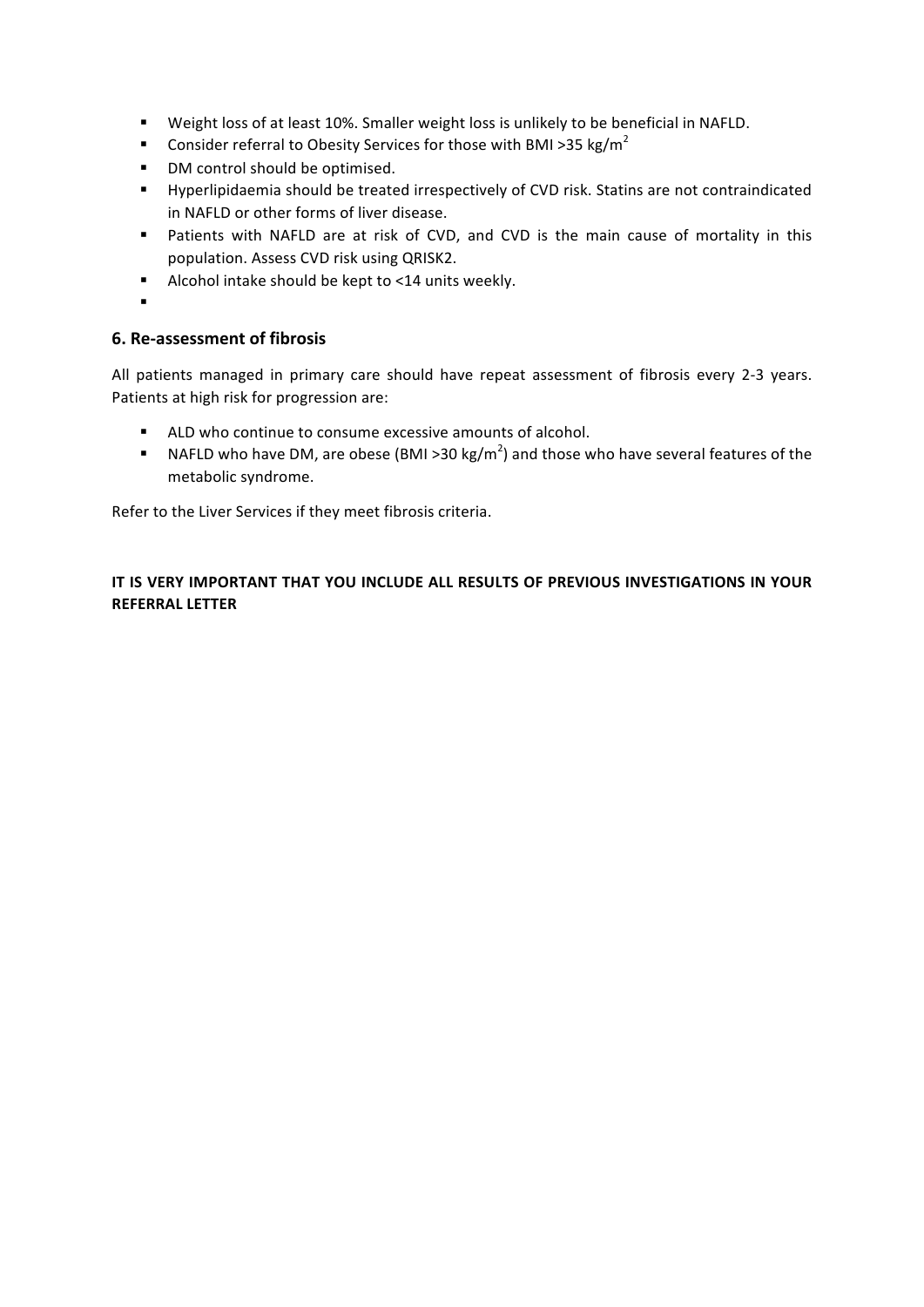- Weight loss of at least 10%. Smaller weight loss is unlikely to be beneficial in NAFLD.
- Consider referral to Obesity Services for those with BMI >35 kg/m$^2$
- DM control should be optimised.
- Hyperlipidaemia should be treated irrespectively of CVD risk. Statins are not contraindicated in NAFLD or other forms of liver disease.
- Patients with NAFLD are at risk of CVD, and CVD is the main cause of mortality in this population. Assess CVD risk using QRISK2.
- Alcohol intake should be kept to <14 units weekly.

## 6. Re-assessment of fibrosis

All patients managed in primary care should have repeat assessment of fibrosis every 2-3 years. Patients at high risk for progression are:

- ALD who continue to consume excessive amounts of alcohol.
- NAFLD who have DM, are obese (BMI >30 kg/m$^2$) and those who have several features of the metabolic syndrome.

Refer to the Liver Services if they meet fibrosis criteria.

**IT IS VERY IMPORTANT THAT YOU INCLUDE ALL RESULTS OF PREVIOUS INVESTIGATIONS IN YOUR REFERRAL LETTER**